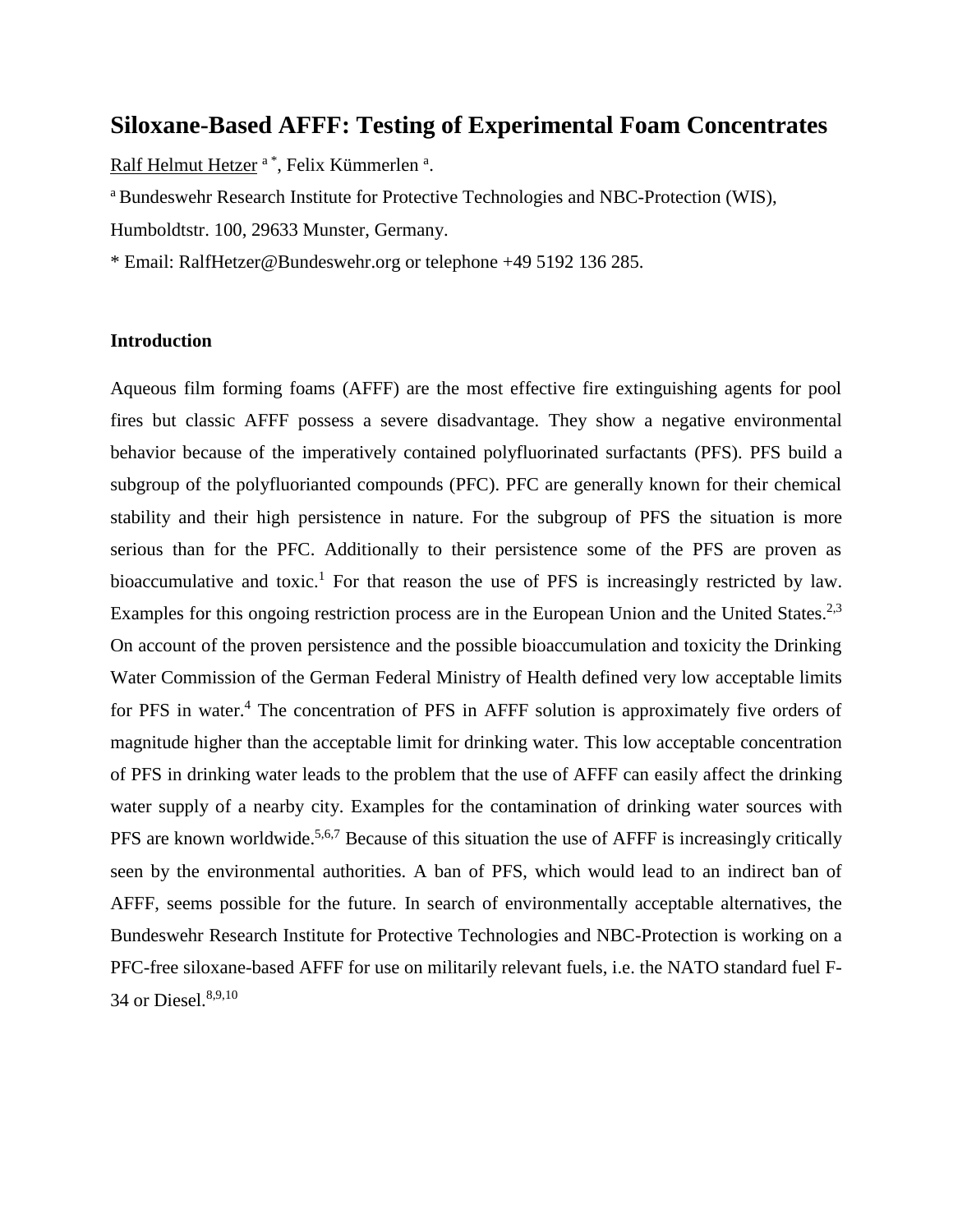# Siloxane-Based AFFF: Testing of Experimental Foam Concentrates

Ralf Helmut Hetzer [a *], Felix Kümmerlen [a].

[a] Bundeswehr Research Institute for Protective Technologies and NBC-Protection (WIS), Humboldtstr. 100, 29633 Munster, Germany.

* Email: RalfHetzer@Bundeswehr.org or telephone +49 5192 136 285.

### Introduction

Aqueous film forming foams (AFFF) are the most effective fire extinguishing agents for pool fires but classic AFFF possess a severe disadvantage. They show a negative environmental behavior because of the imperatively contained polyfluorinated surfactants (PFS). PFS build a subgroup of the polyfluorianted compounds (PFC). PFC are generally known for their chemical stability and their high persistence in nature. For the subgroup of PFS the situation is more serious than for the PFC. Additionally to their persistence some of the PFS are proven as bioaccumulative and toxic.[1] For that reason the use of PFS is increasingly restricted by law. Examples for this ongoing restriction process are in the European Union and the United States.[2,3] On account of the proven persistence and the possible bioaccumulation and toxicity the Drinking Water Commission of the German Federal Ministry of Health defined very low acceptable limits for PFS in water.[4] The concentration of PFS in AFFF solution is approximately five orders of magnitude higher than the acceptable limit for drinking water. This low acceptable concentration of PFS in drinking water leads to the problem that the use of AFFF can easily affect the drinking water supply of a nearby city. Examples for the contamination of drinking water sources with PFS are known worldwide.[5,6,7] Because of this situation the use of AFFF is increasingly critically seen by the environmental authorities. A ban of PFS, which would lead to an indirect ban of AFFF, seems possible for the future. In search of environmentally acceptable alternatives, the Bundeswehr Research Institute for Protective Technologies and NBC-Protection is working on a PFC-free siloxane-based AFFF for use on militarily relevant fuels, i.e. the NATO standard fuel F-34 or Diesel.[8,9,10]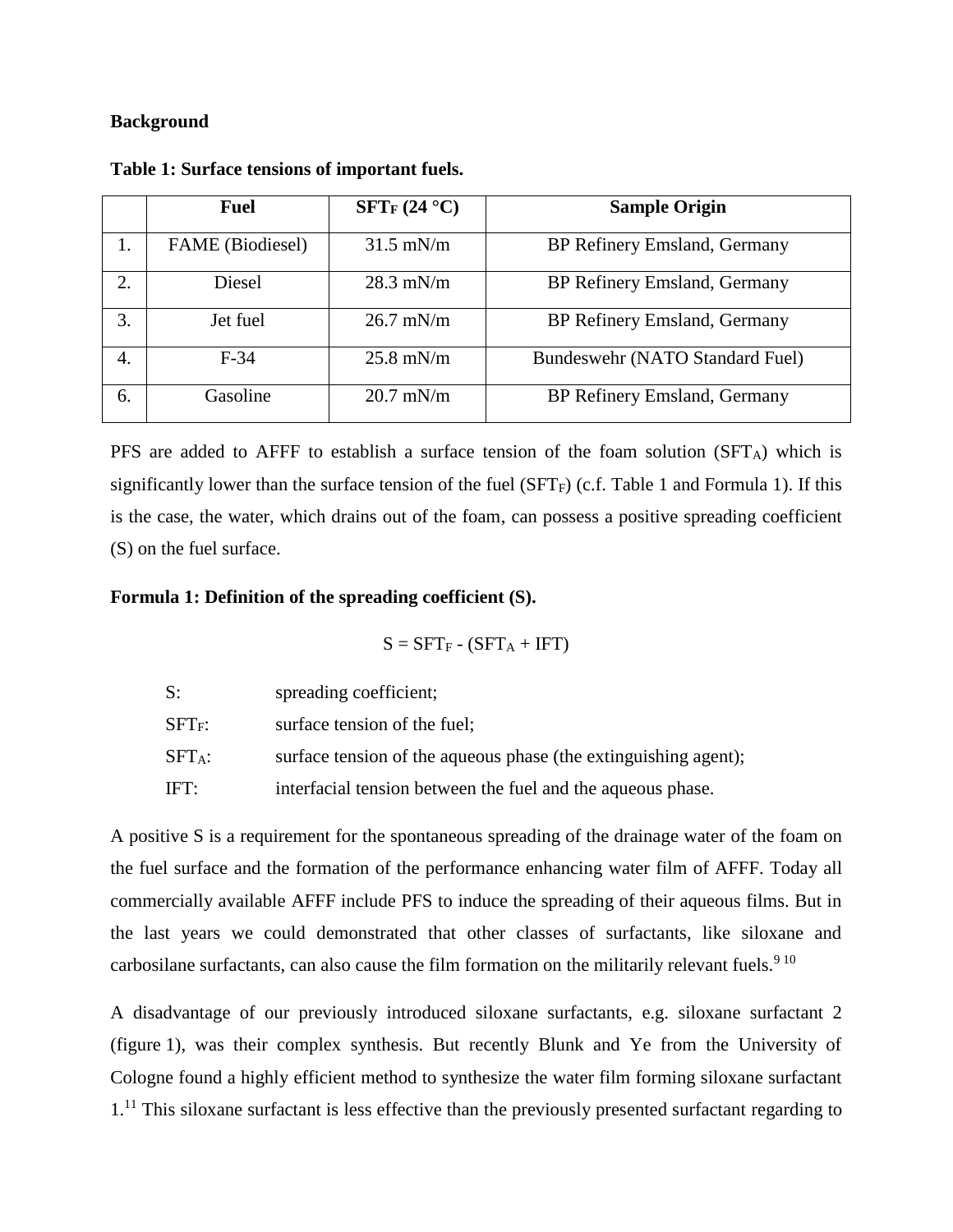**Background**

**Table 1: Surface tensions of important fuels.**

| | Fuel | $SFT_F$ (24 °C) | Sample Origin |
|---|---|---|---|
| 1. | FAME (Biodiesel) | 31.5 mN/m | BP Refinery Emsland, Germany |
| 2. | Diesel | 28.3 mN/m | BP Refinery Emsland, Germany |
| 3. | Jet fuel | 26.7 mN/m | BP Refinery Emsland, Germany |
| 4. | F-34 | 25.8 mN/m | Bundeswehr (NATO Standard Fuel) |
| 6. | Gasoline | 20.7 mN/m | BP Refinery Emsland, Germany |

PFS are added to AFFF to establish a surface tension of the foam solution ($SFT_A$) which is significantly lower than the surface tension of the fuel ($SFT_F$) (c.f. Table 1 and Formula 1). If this is the case, the water, which drains out of the foam, can possess a positive spreading coefficient (S) on the fuel surface.

**Formula 1: Definition of the spreading coefficient (S).**

$$S = SFT_F - (SFT_A + IFT)$$

S: spreading coefficient;

$SFT_F$: surface tension of the fuel;

$SFT_A$: surface tension of the aqueous phase (the extinguishing agent);

IFT: interfacial tension between the fuel and the aqueous phase.

A positive S is a requirement for the spontaneous spreading of the drainage water of the foam on the fuel surface and the formation of the performance enhancing water film of AFFF. Today all commercially available AFFF include PFS to induce the spreading of their aqueous films. But in the last years we could demonstrated that other classes of surfactants, like siloxane and carbosilane surfactants, can also cause the film formation on the militarily relevant fuels.[9 10]

A disadvantage of our previously introduced siloxane surfactants, e.g. siloxane surfactant 2 (figure 1), was their complex synthesis. But recently Blunk and Ye from the University of Cologne found a highly efficient method to synthesize the water film forming siloxane surfactant 1.[11] This siloxane surfactant is less effective than the previously presented surfactant regarding to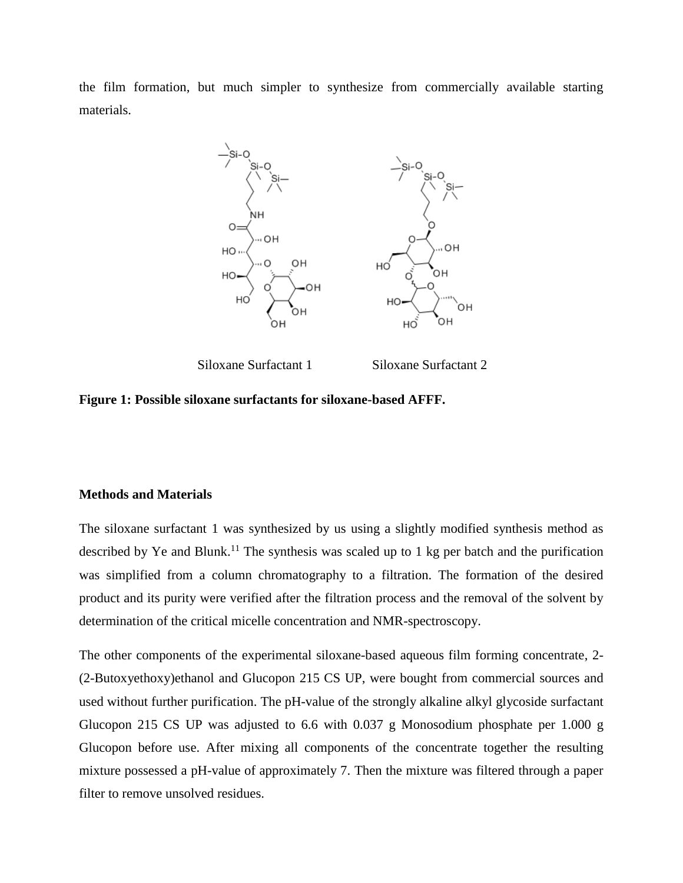the film formation, but much simpler to synthesize from commercially available starting materials.

Siloxane Surfactant 1    Siloxane Surfactant 2

**Figure 1: Possible siloxane surfactants for siloxane-based AFFF.**

**Methods and Materials**

The siloxane surfactant 1 was synthesized by us using a slightly modified synthesis method as described by Ye and Blunk.[11] The synthesis was scaled up to 1 kg per batch and the purification was simplified from a column chromatography to a filtration. The formation of the desired product and its purity were verified after the filtration process and the removal of the solvent by determination of the critical micelle concentration and NMR-spectroscopy.

The other components of the experimental siloxane-based aqueous film forming concentrate, 2-(2-Butoxyethoxy)ethanol and Glucopon 215 CS UP, were bought from commercial sources and used without further purification. The pH-value of the strongly alkaline alkyl glycoside surfactant Glucopon 215 CS UP was adjusted to 6.6 with 0.037 g Monosodium phosphate per 1.000 g Glucopon before use. After mixing all components of the concentrate together the resulting mixture possessed a pH-value of approximately 7. Then the mixture was filtered through a paper filter to remove unsolved residues.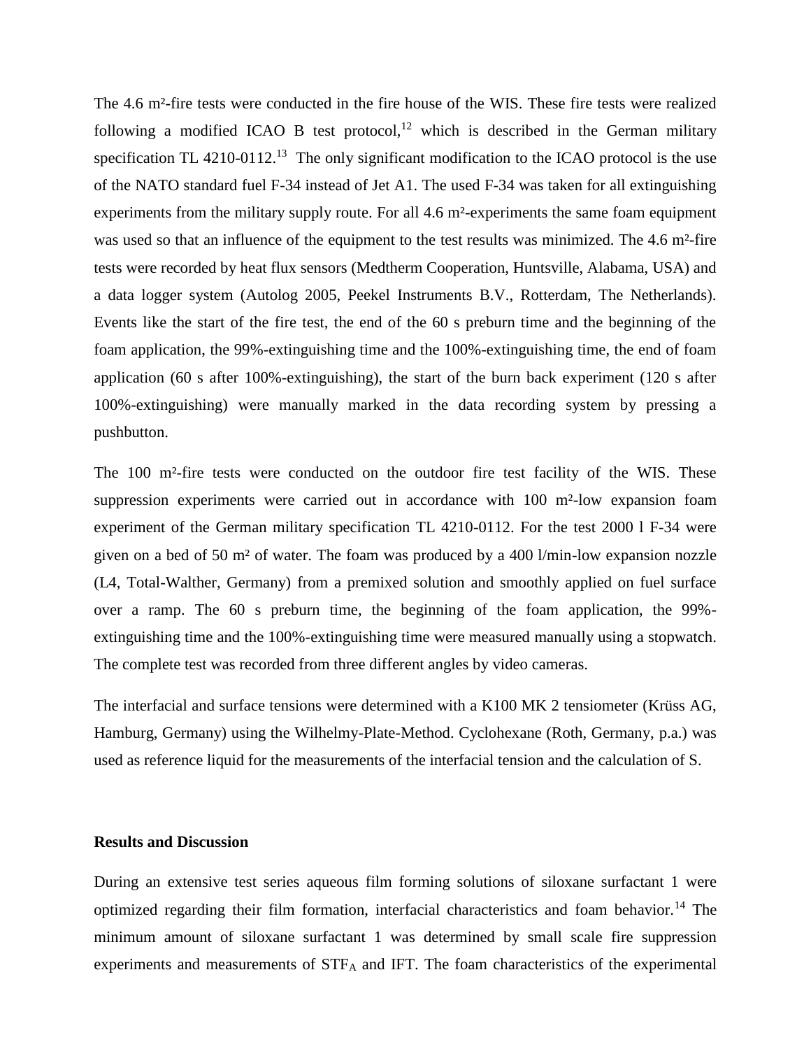The 4.6 m²-fire tests were conducted in the fire house of the WIS. These fire tests were realized following a modified ICAO B test protocol,[12] which is described in the German military specification TL 4210-0112.[13] The only significant modification to the ICAO protocol is the use of the NATO standard fuel F-34 instead of Jet A1. The used F-34 was taken for all extinguishing experiments from the military supply route. For all 4.6 m²-experiments the same foam equipment was used so that an influence of the equipment to the test results was minimized. The 4.6 m²-fire tests were recorded by heat flux sensors (Medtherm Cooperation, Huntsville, Alabama, USA) and a data logger system (Autolog 2005, Peekel Instruments B.V., Rotterdam, The Netherlands). Events like the start of the fire test, the end of the 60 s preburn time and the beginning of the foam application, the 99%-extinguishing time and the 100%-extinguishing time, the end of foam application (60 s after 100%-extinguishing), the start of the burn back experiment (120 s after 100%-extinguishing) were manually marked in the data recording system by pressing a pushbutton.

The 100 m²-fire tests were conducted on the outdoor fire test facility of the WIS. These suppression experiments were carried out in accordance with 100 m²-low expansion foam experiment of the German military specification TL 4210-0112. For the test 2000 l F-34 were given on a bed of 50 m² of water. The foam was produced by a 400 l/min-low expansion nozzle (L4, Total-Walther, Germany) from a premixed solution and smoothly applied on fuel surface over a ramp. The 60 s preburn time, the beginning of the foam application, the 99%-extinguishing time and the 100%-extinguishing time were measured manually using a stopwatch. The complete test was recorded from three different angles by video cameras.

The interfacial and surface tensions were determined with a K100 MK 2 tensiometer (Krüss AG, Hamburg, Germany) using the Wilhelmy-Plate-Method. Cyclohexane (Roth, Germany, p.a.) was used as reference liquid for the measurements of the interfacial tension and the calculation of S.

## Results and Discussion

During an extensive test series aqueous film forming solutions of siloxane surfactant 1 were optimized regarding their film formation, interfacial characteristics and foam behavior.[14] The minimum amount of siloxane surfactant 1 was determined by small scale fire suppression experiments and measurements of $STF_A$ and IFT. The foam characteristics of the experimental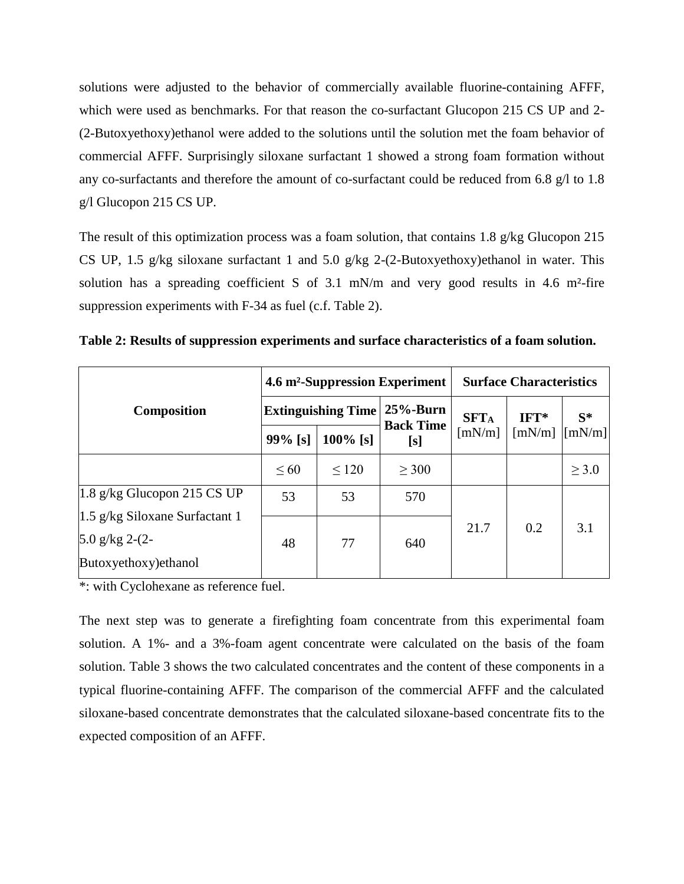solutions were adjusted to the behavior of commercially available fluorine-containing AFFF, which were used as benchmarks. For that reason the co-surfactant Glucopon 215 CS UP and 2-(2-Butoxyethoxy)ethanol were added to the solutions until the solution met the foam behavior of commercial AFFF. Surprisingly siloxane surfactant 1 showed a strong foam formation without any co-surfactants and therefore the amount of co-surfactant could be reduced from 6.8 g/l to 1.8 g/l Glucopon 215 CS UP.

The result of this optimization process was a foam solution, that contains 1.8 g/kg Glucopon 215 CS UP, 1.5 g/kg siloxane surfactant 1 and 5.0 g/kg 2-(2-Butoxyethoxy)ethanol in water. This solution has a spreading coefficient S of 3.1 mN/m and very good results in 4.6 m²-fire suppression experiments with F-34 as fuel (c.f. Table 2).

**Table 2: Results of suppression experiments and surface characteristics of a foam solution.**

| Composition | 4.6 m²-Suppression Experiment | | | Surface Characteristics | | |
|---|---|---|---|---|---|---|
| | Extinguishing Time | | 25%-Burn Back Time [s] | $SFT_A$ [mN/m] | IFT* [mN/m] | S* [mN/m] |
| | 99% [s] | 100% [s] | | | | |
| | ≤ 60 | ≤ 120 | ≥ 300 | | | ≥ 3.0 |
| 1.8 g/kg Glucopon 215 CS UP<br>1.5 g/kg Siloxane Surfactant 1<br>5.0 g/kg 2-(2-Butoxyethoxy)ethanol | 53 | 53 | 570 | 21.7 | 0.2 | 3.1 |
| | 48 | 77 | 640 | | | |

*: with Cyclohexane as reference fuel.

The next step was to generate a firefighting foam concentrate from this experimental foam solution. A 1%- and a 3%-foam agent concentrate were calculated on the basis of the foam solution. Table 3 shows the two calculated concentrates and the content of these components in a typical fluorine-containing AFFF. The comparison of the commercial AFFF and the calculated siloxane-based concentrate demonstrates that the calculated siloxane-based concentrate fits to the expected composition of an AFFF.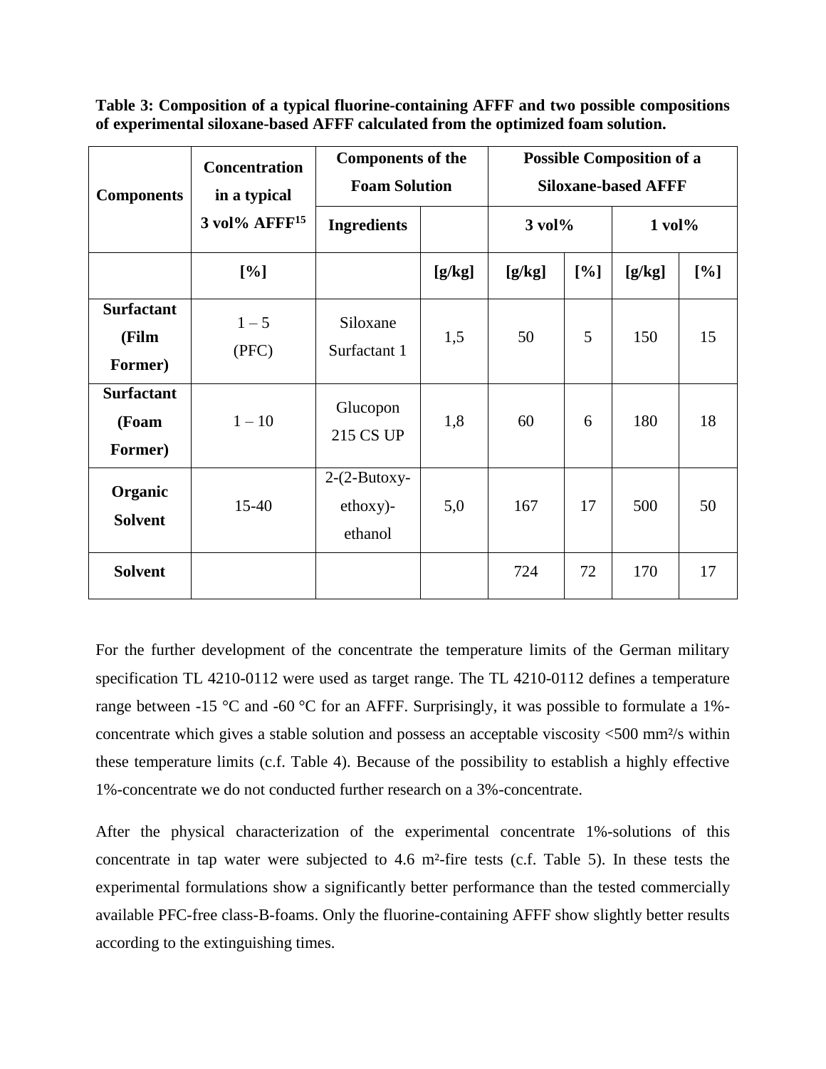**Table 3: Composition of a typical fluorine-containing AFFF and two possible compositions of experimental siloxane-based AFFF calculated from the optimized foam solution.**

| Components | Concentration in a typical 3 vol% AFFF[15] | Components of the Foam Solution | | Possible Composition of a Siloxane-based AFFF | | | |
|---|---|---|---|---|---|---|---|
| | | Ingredients | | 3 vol% | | 1 vol% | |
| | [%] | | [g/kg] | [g/kg] | [%] | [g/kg] | [%] |
| Surfactant (Film Former) | 1 – 5 (PFC) | Siloxane Surfactant 1 | 1,5 | 50 | 5 | 150 | 15 |
| Surfactant (Foam Former) | 1 – 10 | Glucopon 215 CS UP | 1,8 | 60 | 6 | 180 | 18 |
| Organic Solvent | 15-40 | 2-(2-Butoxy-ethoxy)-ethanol | 5,0 | 167 | 17 | 500 | 50 |
| Solvent | | | | 724 | 72 | 170 | 17 |

For the further development of the concentrate the temperature limits of the German military specification TL 4210-0112 were used as target range. The TL 4210-0112 defines a temperature range between -15 °C and -60 °C for an AFFF. Surprisingly, it was possible to formulate a 1%-concentrate which gives a stable solution and possess an acceptable viscosity <500 mm²/s within these temperature limits (c.f. Table 4). Because of the possibility to establish a highly effective 1%-concentrate we do not conducted further research on a 3%-concentrate.

After the physical characterization of the experimental concentrate 1%-solutions of this concentrate in tap water were subjected to 4.6 m²-fire tests (c.f. Table 5). In these tests the experimental formulations show a significantly better performance than the tested commercially available PFC-free class-B-foams. Only the fluorine-containing AFFF show slightly better results according to the extinguishing times.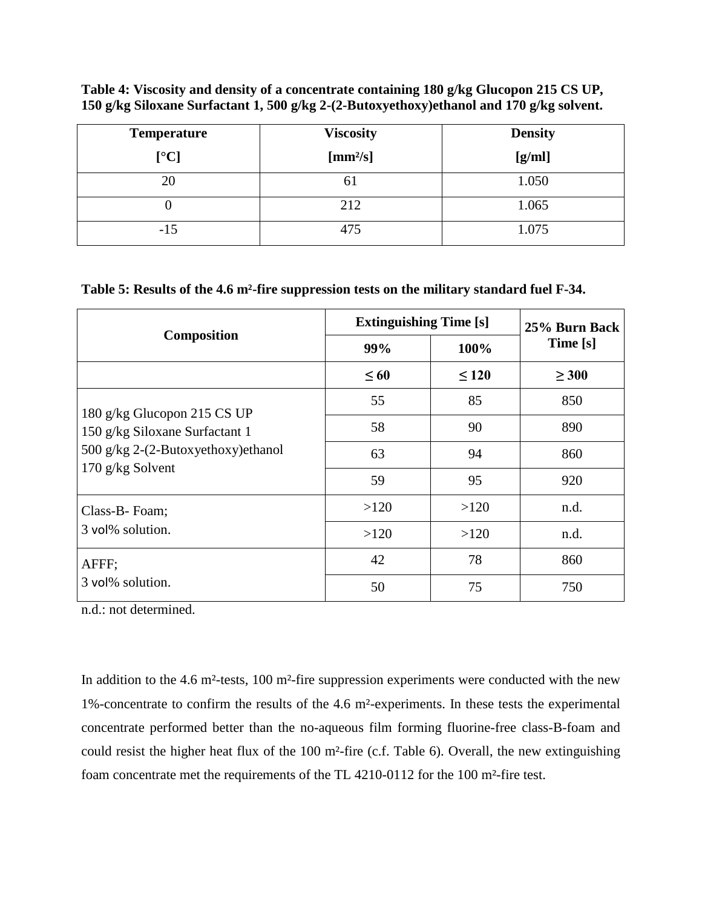**Table 4: Viscosity and density of a concentrate containing 180 g/kg Glucopon 215 CS UP, 150 g/kg Siloxane Surfactant 1, 500 g/kg 2-(2-Butoxyethoxy)ethanol and 170 g/kg solvent.**

| Temperature [°C] | Viscosity [mm²/s] | Density [g/ml] |
|---|---|---|
| 20 | 61 | 1.050 |
| 0 | 212 | 1.065 |
| -15 | 475 | 1.075 |

**Table 5: Results of the 4.6 m²-fire suppression tests on the military standard fuel F-34.**

| Composition | Extinguishing Time [s] | | 25% Burn Back Time [s] |
|---|---|---|---|
| | 99% | 100% | |
| | ≤ 60 | ≤ 120 | ≥ 300 |
| 180 g/kg Glucopon 215 CS UP<br>150 g/kg Siloxane Surfactant 1<br>500 g/kg 2-(2-Butoxyethoxy)ethanol<br>170 g/kg Solvent | 55 | 85 | 850 |
| | 58 | 90 | 890 |
| | 63 | 94 | 860 |
| | 59 | 95 | 920 |
| Class-B- Foam;<br>3 vol% solution. | >120 | >120 | n.d. |
| | >120 | >120 | n.d. |
| AFFF;<br>3 vol% solution. | 42 | 78 | 860 |
| | 50 | 75 | 750 |

n.d.: not determined.

In addition to the 4.6 m²-tests, 100 m²-fire suppression experiments were conducted with the new 1%-concentrate to confirm the results of the 4.6 m²-experiments. In these tests the experimental concentrate performed better than the no-aqueous film forming fluorine-free class-B-foam and could resist the higher heat flux of the 100 m²-fire (c.f. Table 6). Overall, the new extinguishing foam concentrate met the requirements of the TL 4210-0112 for the 100 m²-fire test.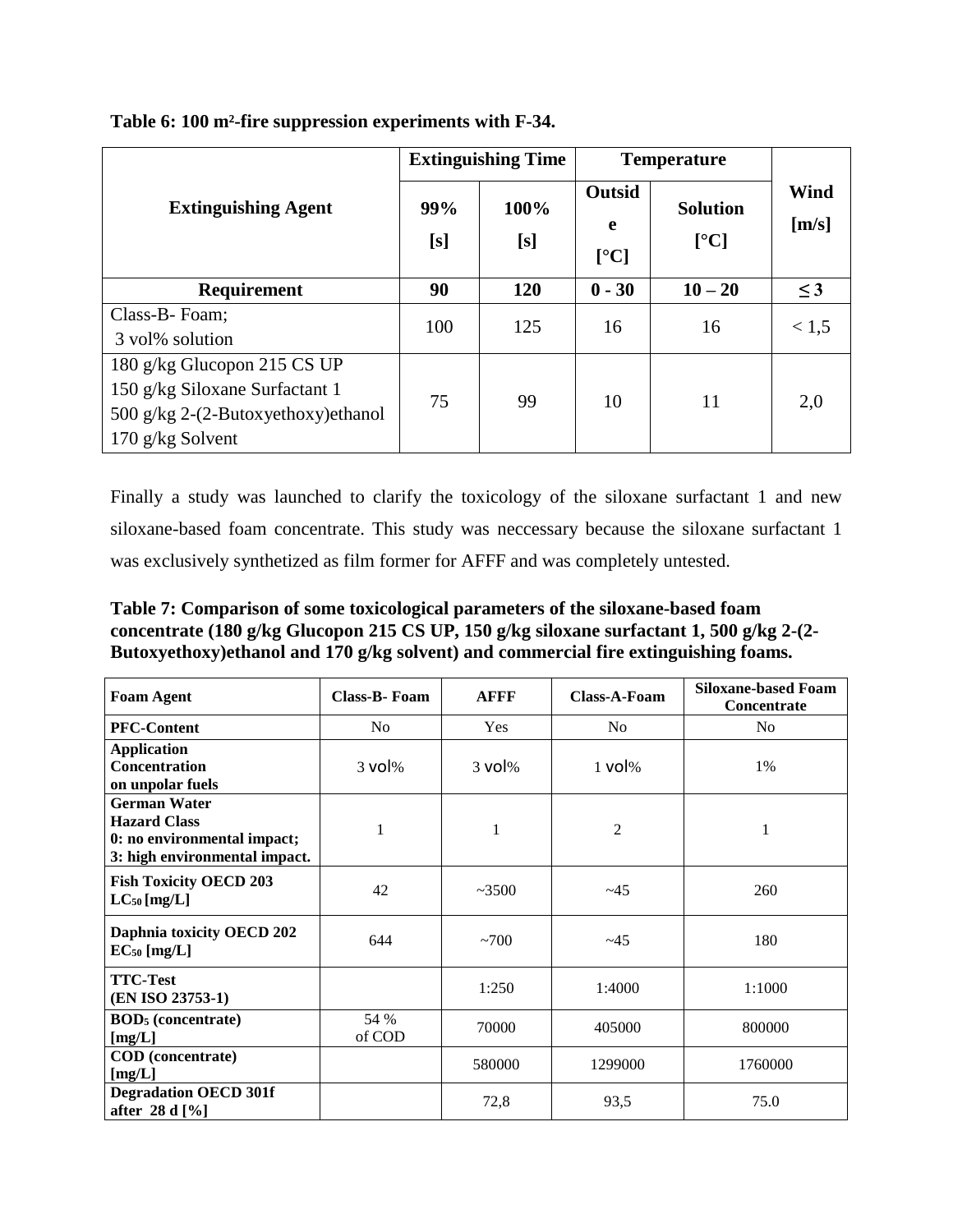**Table 6: 100 m²-fire suppression experiments with F-34.**

| Extinguishing Agent | Extinguishing Time | | Temperature | | Wind [m/s] |
|---|---|---|---|---|---|
| | 99% [s] | 100% [s] | Outside [°C] | Solution [°C] | |
| **Requirement** | **90** | **120** | **0 - 30** | **10 – 20** | **≤ 3** |
| Class-B- Foam; 3 vol% solution | 100 | 125 | 16 | 16 | < 1,5 |
| 180 g/kg Glucopon 215 CS UP 150 g/kg Siloxane Surfactant 1 500 g/kg 2-(2-Butoxyethoxy)ethanol 170 g/kg Solvent | 75 | 99 | 10 | 11 | 2,0 |

Finally a study was launched to clarify the toxicology of the siloxane surfactant 1 and new siloxane-based foam concentrate. This study was neccessary because the siloxane surfactant 1 was exclusively synthetized as film former for AFFF and was completely untested.

**Table 7: Comparison of some toxicological parameters of the siloxane-based foam concentrate (180 g/kg Glucopon 215 CS UP, 150 g/kg siloxane surfactant 1, 500 g/kg 2-(2-Butoxyethoxy)ethanol and 170 g/kg solvent) and commercial fire extinguishing foams.**

| Foam Agent | Class-B- Foam | AFFF | Class-A-Foam | Siloxane-based Foam Concentrate |
|---|---|---|---|---|
| **PFC-Content** | No | Yes | No | No |
| **Application Concentration on unpolar fuels** | 3 vol% | 3 vol% | 1 vol% | 1% |
| **German Water Hazard Class 0: no environmental impact; 3: high environmental impact.** | 1 | 1 | 2 | 1 |
| **Fish Toxicity OECD 203 $LC_{50}$ [mg/L]** | 42 | ~3500 | ~45 | 260 |
| **Daphnia toxicity OECD 202 $EC_{50}$ [mg/L]** | 644 | ~700 | ~45 | 180 |
| **TTC-Test (EN ISO 23753-1)** | | 1:250 | 1:4000 | 1:1000 |
| **$BOD_5$ (concentrate) [mg/L]** | 54 % of COD | 70000 | 405000 | 800000 |
| **COD (concentrate) [mg/L]** | | 580000 | 1299000 | 1760000 |
| **Degradation OECD 301f after 28 d [%]** | | 72,8 | 93,5 | 75.0 |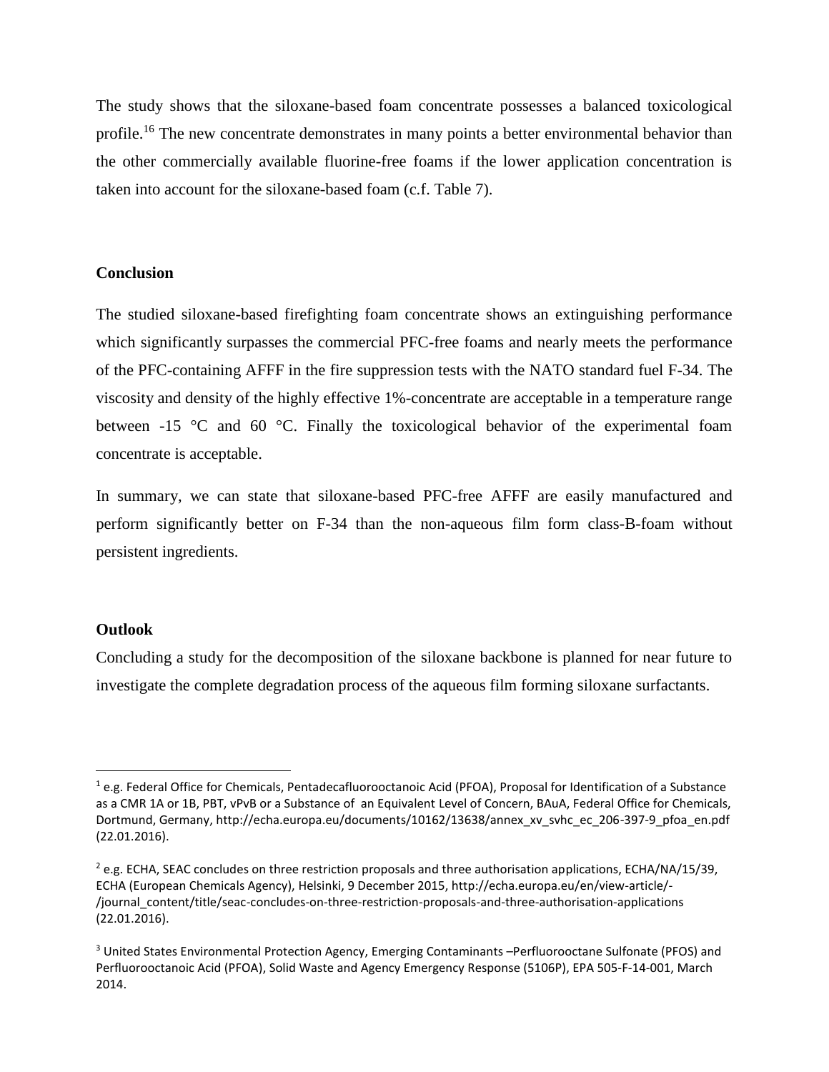The study shows that the siloxane-based foam concentrate possesses a balanced toxicological profile.[16] The new concentrate demonstrates in many points a better environmental behavior than the other commercially available fluorine-free foams if the lower application concentration is taken into account for the siloxane-based foam (c.f. Table 7).

## Conclusion

The studied siloxane-based firefighting foam concentrate shows an extinguishing performance which significantly surpasses the commercial PFC-free foams and nearly meets the performance of the PFC-containing AFFF in the fire suppression tests with the NATO standard fuel F-34. The viscosity and density of the highly effective 1%-concentrate are acceptable in a temperature range between -15 °C and 60 °C. Finally the toxicological behavior of the experimental foam concentrate is acceptable.

In summary, we can state that siloxane-based PFC-free AFFF are easily manufactured and perform significantly better on F-34 than the non-aqueous film form class-B-foam without persistent ingredients.

## Outlook

Concluding a study for the decomposition of the siloxane backbone is planned for near future to investigate the complete degradation process of the aqueous film forming siloxane surfactants.

---

[1] e.g. Federal Office for Chemicals, Pentadecafluorooctanoic Acid (PFOA), Proposal for Identification of a Substance as a CMR 1A or 1B, PBT, vPvB or a Substance of an Equivalent Level of Concern, BAuA, Federal Office for Chemicals, Dortmund, Germany, http://echa.europa.eu/documents/10162/13638/annex_xv_svhc_ec_206-397-9_pfoa_en.pdf (22.01.2016).

[2] e.g. ECHA, SEAC concludes on three restriction proposals and three authorisation applications, ECHA/NA/15/39, ECHA (European Chemicals Agency), Helsinki, 9 December 2015, http://echa.europa.eu/en/view-article/-/journal_content/title/seac-concludes-on-three-restriction-proposals-and-three-authorisation-applications (22.01.2016).

[3] United States Environmental Protection Agency, Emerging Contaminants –Perfluorooctane Sulfonate (PFOS) and Perfluorooctanoic Acid (PFOA), Solid Waste and Agency Emergency Response (5106P), EPA 505-F-14-001, March 2014.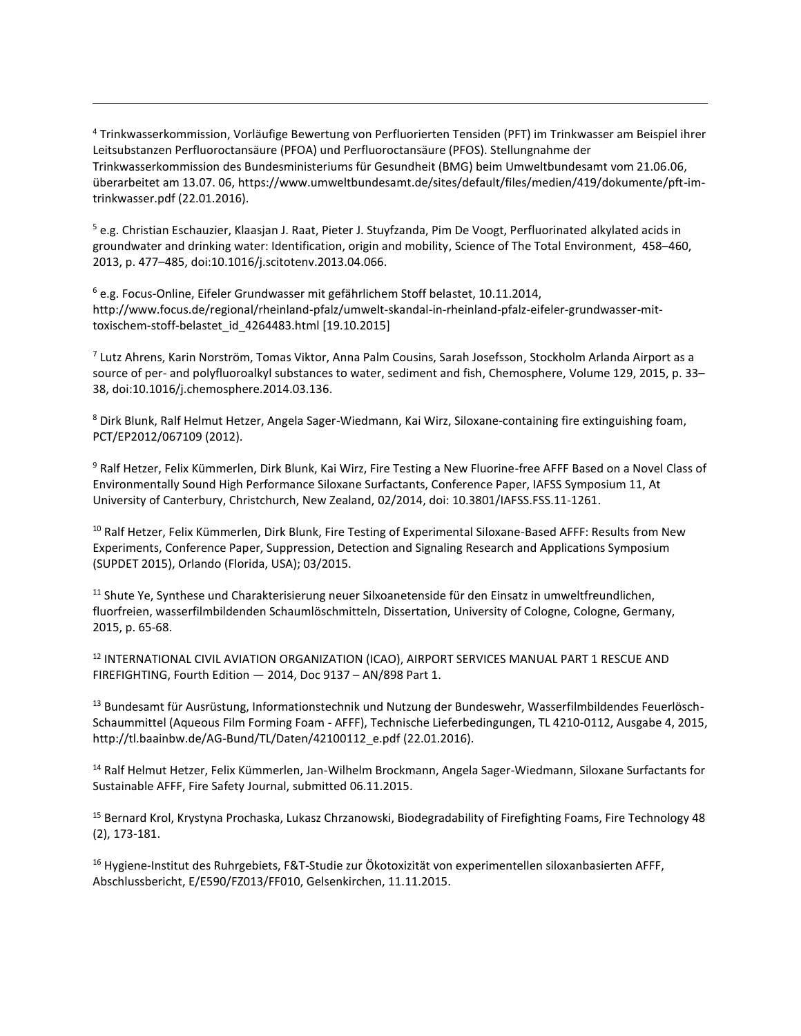[4] Trinkwasserkommission, Vorläufige Bewertung von Perfluorierten Tensiden (PFT) im Trinkwasser am Beispiel ihrer Leitsubstanzen Perfluoroctansäure (PFOA) und Perfluoroctansäure (PFOS). Stellungnahme der Trinkwasserkommission des Bundesministeriums für Gesundheit (BMG) beim Umweltbundesamt vom 21.06.06, überarbeitet am 13.07. 06, https://www.umweltbundesamt.de/sites/default/files/medien/419/dokumente/pft-im-trinkwasser.pdf (22.01.2016).

[5] e.g. Christian Eschauzier, Klaasjan J. Raat, Pieter J. Stuyfzanda, Pim De Voogt, Perfluorinated alkylated acids in groundwater and drinking water: Identification, origin and mobility, Science of The Total Environment, 458–460, 2013, p. 477–485, doi:10.1016/j.scitotenv.2013.04.066.

[6] e.g. Focus-Online, Eifeler Grundwasser mit gefährlichem Stoff belastet, 10.11.2014, http://www.focus.de/regional/rheinland-pfalz/umwelt-skandal-in-rheinland-pfalz-eifeler-grundwasser-mit-toxischem-stoff-belastet_id_4264483.html [19.10.2015]

[7] Lutz Ahrens, Karin Norström, Tomas Viktor, Anna Palm Cousins, Sarah Josefsson, Stockholm Arlanda Airport as a source of per- and polyfluoroalkyl substances to water, sediment and fish, Chemosphere, Volume 129, 2015, p. 33–38, doi:10.1016/j.chemosphere.2014.03.136.

[8] Dirk Blunk, Ralf Helmut Hetzer, Angela Sager-Wiedmann, Kai Wirz, Siloxane-containing fire extinguishing foam, PCT/EP2012/067109 (2012).

[9] Ralf Hetzer, Felix Kümmerlen, Dirk Blunk, Kai Wirz, Fire Testing a New Fluorine-free AFFF Based on a Novel Class of Environmentally Sound High Performance Siloxane Surfactants, Conference Paper, IAFSS Symposium 11, At University of Canterbury, Christchurch, New Zealand, 02/2014, doi: 10.3801/IAFSS.FSS.11-1261.

[10] Ralf Hetzer, Felix Kümmerlen, Dirk Blunk, Fire Testing of Experimental Siloxane-Based AFFF: Results from New Experiments, Conference Paper, Suppression, Detection and Signaling Research and Applications Symposium (SUPDET 2015), Orlando (Florida, USA); 03/2015.

[11] Shute Ye, Synthese und Charakterisierung neuer Silxoanetenside für den Einsatz in umweltfreundlichen, fluorfreien, wasserfilmbildenden Schaumlöschmitteln, Dissertation, University of Cologne, Cologne, Germany, 2015, p. 65-68.

[12] INTERNATIONAL CIVIL AVIATION ORGANIZATION (ICAO), AIRPORT SERVICES MANUAL PART 1 RESCUE AND FIREFIGHTING, Fourth Edition — 2014, Doc 9137 – AN/898 Part 1.

[13] Bundesamt für Ausrüstung, Informationstechnik und Nutzung der Bundeswehr, Wasserfilmbildendes Feuerlösch-Schaummittel (Aqueous Film Forming Foam - AFFF), Technische Lieferbedingungen, TL 4210-0112, Ausgabe 4, 2015, http://tl.baainbw.de/AG-Bund/TL/Daten/42100112_e.pdf (22.01.2016).

[14] Ralf Helmut Hetzer, Felix Kümmerlen, Jan-Wilhelm Brockmann, Angela Sager-Wiedmann, Siloxane Surfactants for Sustainable AFFF, Fire Safety Journal, submitted 06.11.2015.

[15] Bernard Krol, Krystyna Prochaska, Lukasz Chrzanowski, Biodegradability of Firefighting Foams, Fire Technology 48 (2), 173-181.

[16] Hygiene-Institut des Ruhrgebiets, F&T-Studie zur Ökotoxizität von experimentellen siloxanbasierten AFFF, Abschlussbericht, E/E590/FZ013/FF010, Gelsenkirchen, 11.11.2015.